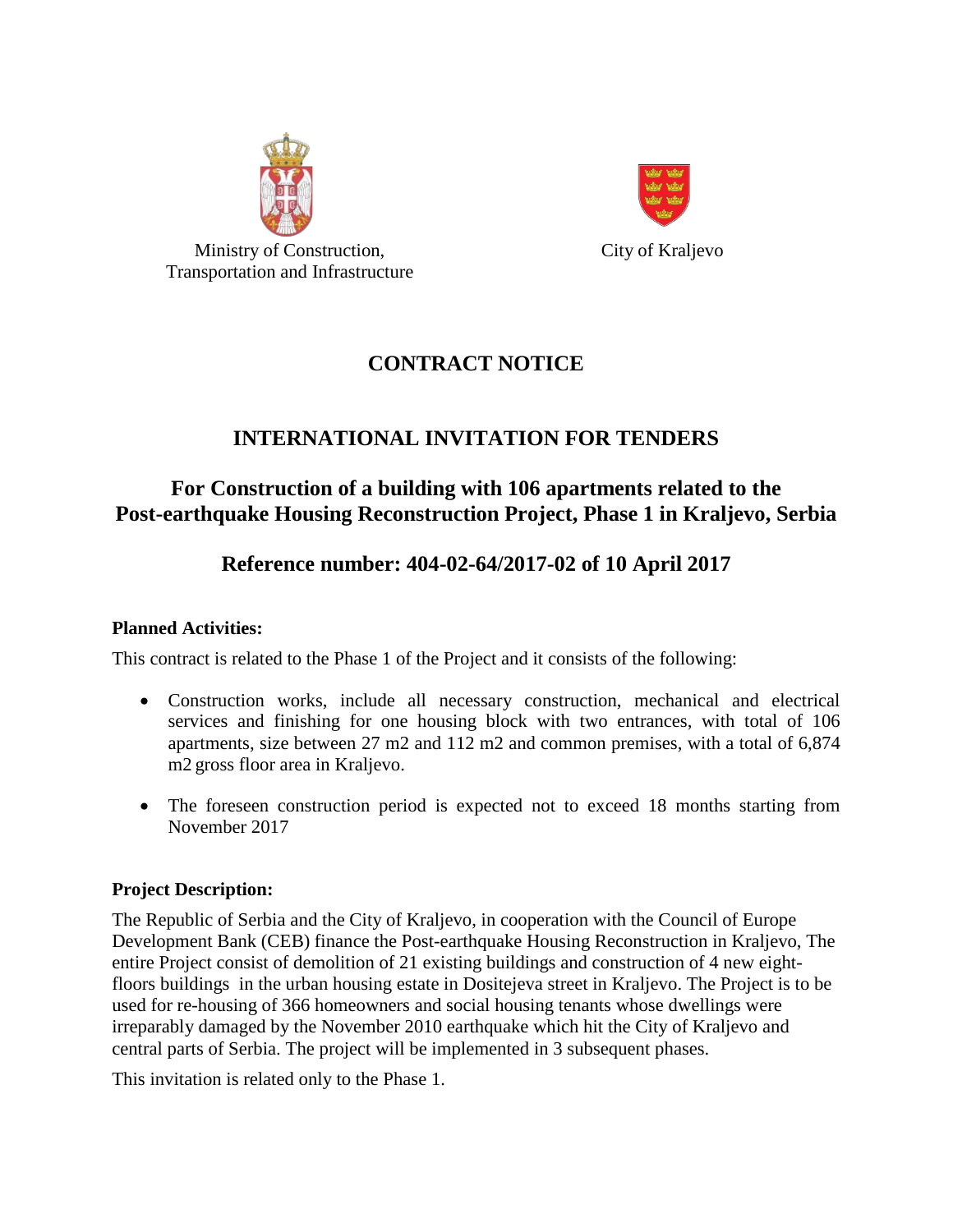Ministry of Construction, Transportation and Infrastructure

City of Kraljevo

# CONTRACT NOTICE

## INTERNATIONAL INVITATION FOR TENDERS

## For Construction of a building with 106 apartments related to the Post-earthquake Housing Reconstruction Project, Phase 1 in Kraljevo, Serbia

## Reference number: 404-02-64/2017-02 of 10 April 2017

### Planned Activities:

This contract is related to the Phase 1 of the Project and it consists of the following:

- Construction works, include all necessary construction, mechanical and electrical services and finishing for one housing block with two entrances, with total of 106 apartments, size between 27 m2 and 112 m2 and common premises, with a total of 6,874 m2 gross floor area in Kraljevo.
- The foreseen construction period is expected not to exceed 18 months starting from November 2017

### Project Description:

The Republic of Serbia and the City of Kraljevo, in cooperation with the Council of Europe Development Bank (CEB) finance the Post-earthquake Housing Reconstruction in Kraljevo, The entire Project consist of demolition of 21 existing buildings and construction of 4 new eight-floors buildings in the urban housing estate in Dositejeva street in Kraljevo. The Project is to be used for re-housing of 366 homeowners and social housing tenants whose dwellings were irreparably damaged by the November 2010 earthquake which hit the City of Kraljevo and central parts of Serbia. The project will be implemented in 3 subsequent phases.

This invitation is related only to the Phase 1.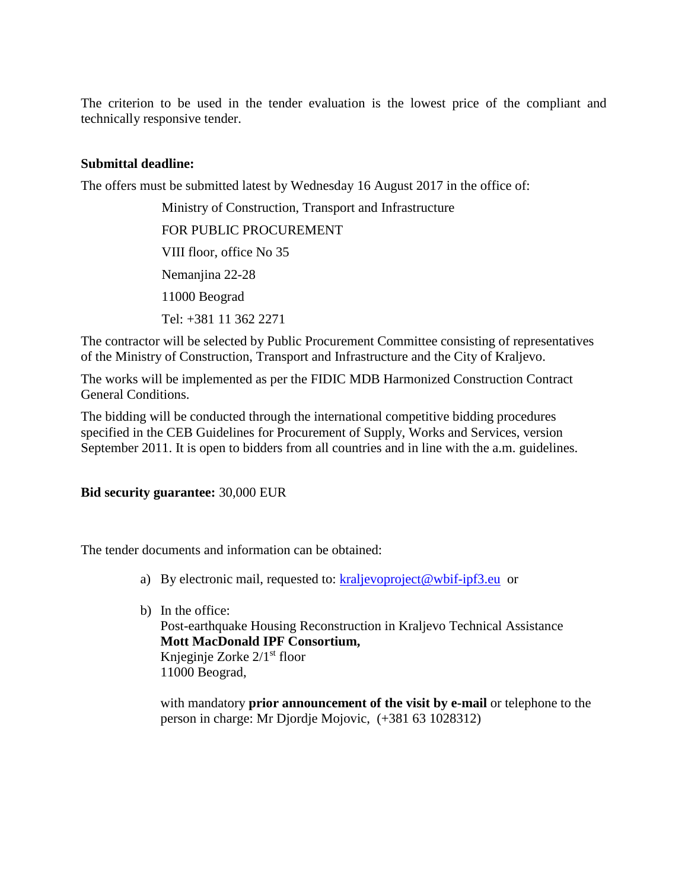The criterion to be used in the tender evaluation is the lowest price of the compliant and technically responsive tender.

**Submittal deadline:**

The offers must be submitted latest by Wednesday 16 August 2017 in the office of:

Ministry of Construction, Transport and Infrastructure

FOR PUBLIC PROCUREMENT

VIII floor, office No 35

Nemanjina 22-28

11000 Beograd

Tel: +381 11 362 2271

The contractor will be selected by Public Procurement Committee consisting of representatives of the Ministry of Construction, Transport and Infrastructure and the City of Kraljevo.

The works will be implemented as per the FIDIC MDB Harmonized Construction Contract General Conditions.

The bidding will be conducted through the international competitive bidding procedures specified in the CEB Guidelines for Procurement of Supply, Works and Services, version September 2011. It is open to bidders from all countries and in line with the a.m. guidelines.

**Bid security guarantee:** 30,000 EUR

The tender documents and information can be obtained:

a) By electronic mail, requested to: kraljevoproject@wbif-ipf3.eu or

b) In the office:
Post-earthquake Housing Reconstruction in Kraljevo Technical Assistance
**Mott MacDonald IPF Consortium,**
Knjeginje Zorke 2/1st floor
11000 Beograd,

with mandatory **prior announcement of the visit by e-mail** or telephone to the person in charge: Mr Djordje Mojovic, (+381 63 1028312)